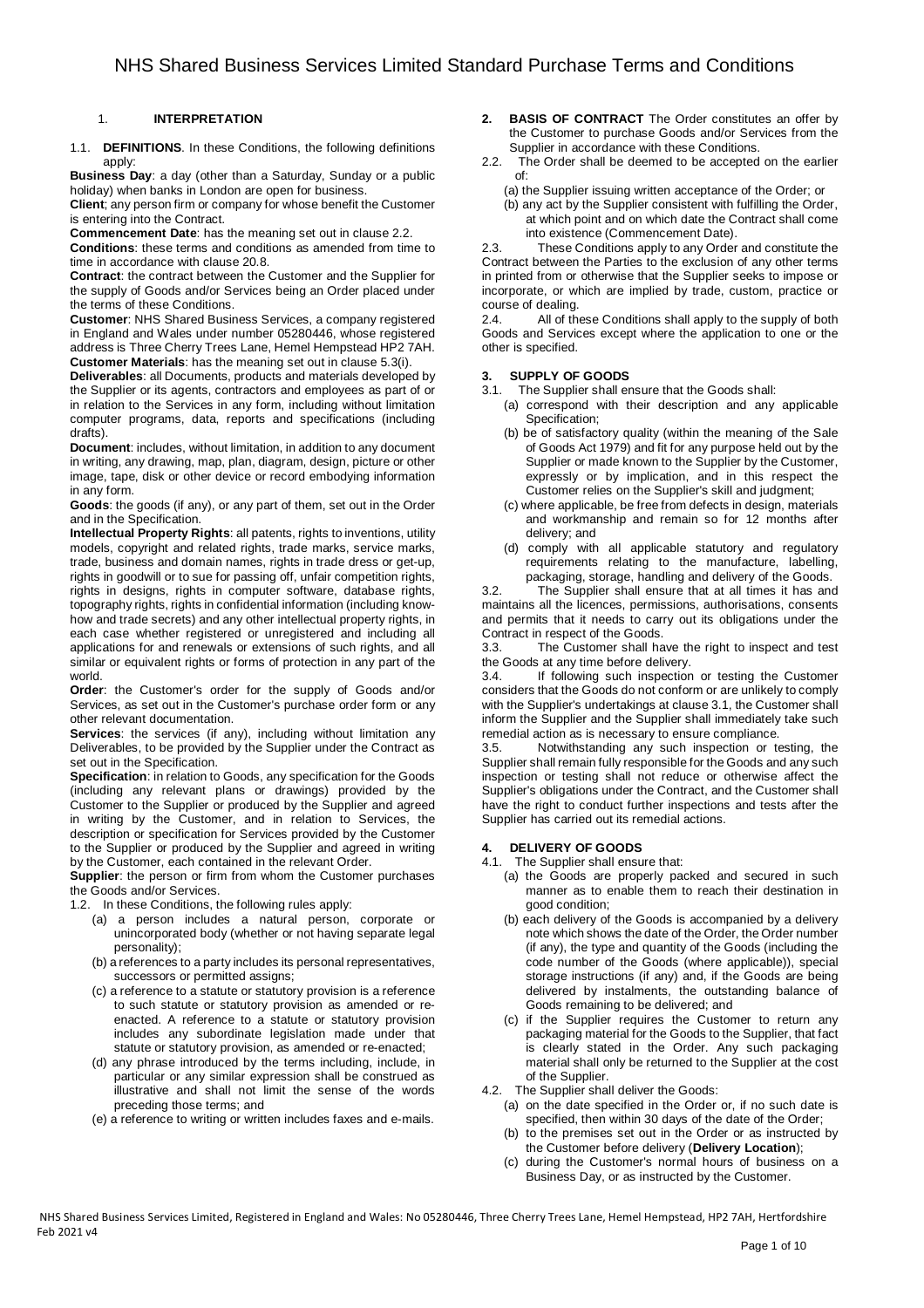# NHS Shared Business Services Limited Standard Purchase Terms and Conditions

## 1. INTERPRETATION

1.1. **DEFINITIONS**. In these Conditions, the following definitions apply:

**Business Day**: a day (other than a Saturday, Sunday or a public holiday) when banks in London are open for business.

**Client**; any person firm or company for whose benefit the Customer is entering into the Contract.

**Commencement Date**: has the meaning set out in clause 2.2.

**Conditions**: these terms and conditions as amended from time to time in accordance with clause 20.8.

**Contract**: the contract between the Customer and the Supplier for the supply of Goods and/or Services being an Order placed under the terms of these Conditions.

**Customer**: NHS Shared Business Services, a company registered in England and Wales under number 05280446, whose registered address is Three Cherry Trees Lane, Hemel Hempstead HP2 7AH.

**Customer Materials**: has the meaning set out in clause 5.3(i).

**Deliverables**: all Documents, products and materials developed by the Supplier or its agents, contractors and employees as part of or in relation to the Services in any form, including without limitation computer programs, data, reports and specifications (including drafts).

**Document**: includes, without limitation, in addition to any document in writing, any drawing, map, plan, diagram, design, picture or other image, tape, disk or other device or record embodying information in any form.

**Goods**: the goods (if any), or any part of them, set out in the Order and in the Specification.

**Intellectual Property Rights**: all patents, rights to inventions, utility models, copyright and related rights, trade marks, service marks, trade, business and domain names, rights in trade dress or get-up, rights in goodwill or to sue for passing off, unfair competition rights, rights in designs, rights in computer software, database rights, topography rights, rights in confidential information (including know-how and trade secrets) and any other intellectual property rights, in each case whether registered or unregistered and including all applications for and renewals or extensions of such rights, and all similar or equivalent rights or forms of protection in any part of the world.

**Order**: the Customer's order for the supply of Goods and/or Services, as set out in the Customer's purchase order form or any other relevant documentation.

**Services**: the services (if any), including without limitation any Deliverables, to be provided by the Supplier under the Contract as set out in the Specification.

**Specification**: in relation to Goods, any specification for the Goods (including any relevant plans or drawings) provided by the Customer to the Supplier or produced by the Supplier and agreed in writing by the Customer, and in relation to Services, the description or specification for Services provided by the Customer to the Supplier or produced by the Supplier and agreed in writing by the Customer, each contained in the relevant Order.

**Supplier**: the person or firm from whom the Customer purchases the Goods and/or Services.

1.2. In these Conditions, the following rules apply:

(a) a person includes a natural person, corporate or unincorporated body (whether or not having separate legal personality);

(b) a references to a party includes its personal representatives, successors or permitted assigns;

(c) a reference to a statute or statutory provision is a reference to such statute or statutory provision as amended or re-enacted. A reference to a statute or statutory provision includes any subordinate legislation made under that statute or statutory provision, as amended or re-enacted;

(d) any phrase introduced by the terms including, include, in particular or any similar expression shall be construed as illustrative and shall not limit the sense of the words preceding those terms; and

(e) a reference to writing or written includes faxes and e-mails.

## 2. BASIS OF CONTRACT

The Order constitutes an offer by the Customer to purchase Goods and/or Services from the Supplier in accordance with these Conditions.

2.2. The Order shall be deemed to be accepted on the earlier of:

(a) the Supplier issuing written acceptance of the Order; or

(b) any act by the Supplier consistent with fulfilling the Order, at which point and on which date the Contract shall come into existence (Commencement Date).

2.3. These Conditions apply to any Order and constitute the Contract between the Parties to the exclusion of any other terms in printed from or otherwise that the Supplier seeks to impose or incorporate, or which are implied by trade, custom, practice or course of dealing.

2.4. All of these Conditions shall apply to the supply of both Goods and Services except where the application to one or the other is specified.

## 3. SUPPLY OF GOODS

3.1. The Supplier shall ensure that the Goods shall:

(a) correspond with their description and any applicable Specification;

(b) be of satisfactory quality (within the meaning of the Sale of Goods Act 1979) and fit for any purpose held out by the Supplier or made known to the Supplier by the Customer, expressly or by implication, and in this respect the Customer relies on the Supplier's skill and judgment;

(c) where applicable, be free from defects in design, materials and workmanship and remain so for 12 months after delivery; and

(d) comply with all applicable statutory and regulatory requirements relating to the manufacture, labelling, packaging, storage, handling and delivery of the Goods.

3.2. The Supplier shall ensure that at all times it has and maintains all the licences, permissions, authorisations, consents and permits that it needs to carry out its obligations under the Contract in respect of the Goods.

3.3. The Customer shall have the right to inspect and test the Goods at any time before delivery.

3.4. If following such inspection or testing the Customer considers that the Goods do not conform or are unlikely to comply with the Supplier's undertakings at clause 3.1, the Customer shall inform the Supplier and the Supplier shall immediately take such remedial action as is necessary to ensure compliance.

3.5. Notwithstanding any such inspection or testing, the Supplier shall remain fully responsible for the Goods and any such inspection or testing shall not reduce or otherwise affect the Supplier's obligations under the Contract, and the Customer shall have the right to conduct further inspections and tests after the Supplier has carried out its remedial actions.

## 4. DELIVERY OF GOODS

4.1. The Supplier shall ensure that:

(a) the Goods are properly packed and secured in such manner as to enable them to reach their destination in good condition;

(b) each delivery of the Goods is accompanied by a delivery note which shows the date of the Order, the Order number (if any), the type and quantity of the Goods (including the code number of the Goods (where applicable)), special storage instructions (if any) and, if the Goods are being delivered by instalments, the outstanding balance of Goods remaining to be delivered; and

(c) if the Supplier requires the Customer to return any packaging material for the Goods to the Supplier, that fact is clearly stated in the Order. Any such packaging material shall only be returned to the Supplier at the cost of the Supplier.

4.2. The Supplier shall deliver the Goods:

(a) on the date specified in the Order or, if no such date is specified, then within 30 days of the date of the Order;

(b) to the premises set out in the Order or as instructed by the Customer before delivery (**Delivery Location**);

(c) during the Customer's normal hours of business on a Business Day, or as instructed by the Customer.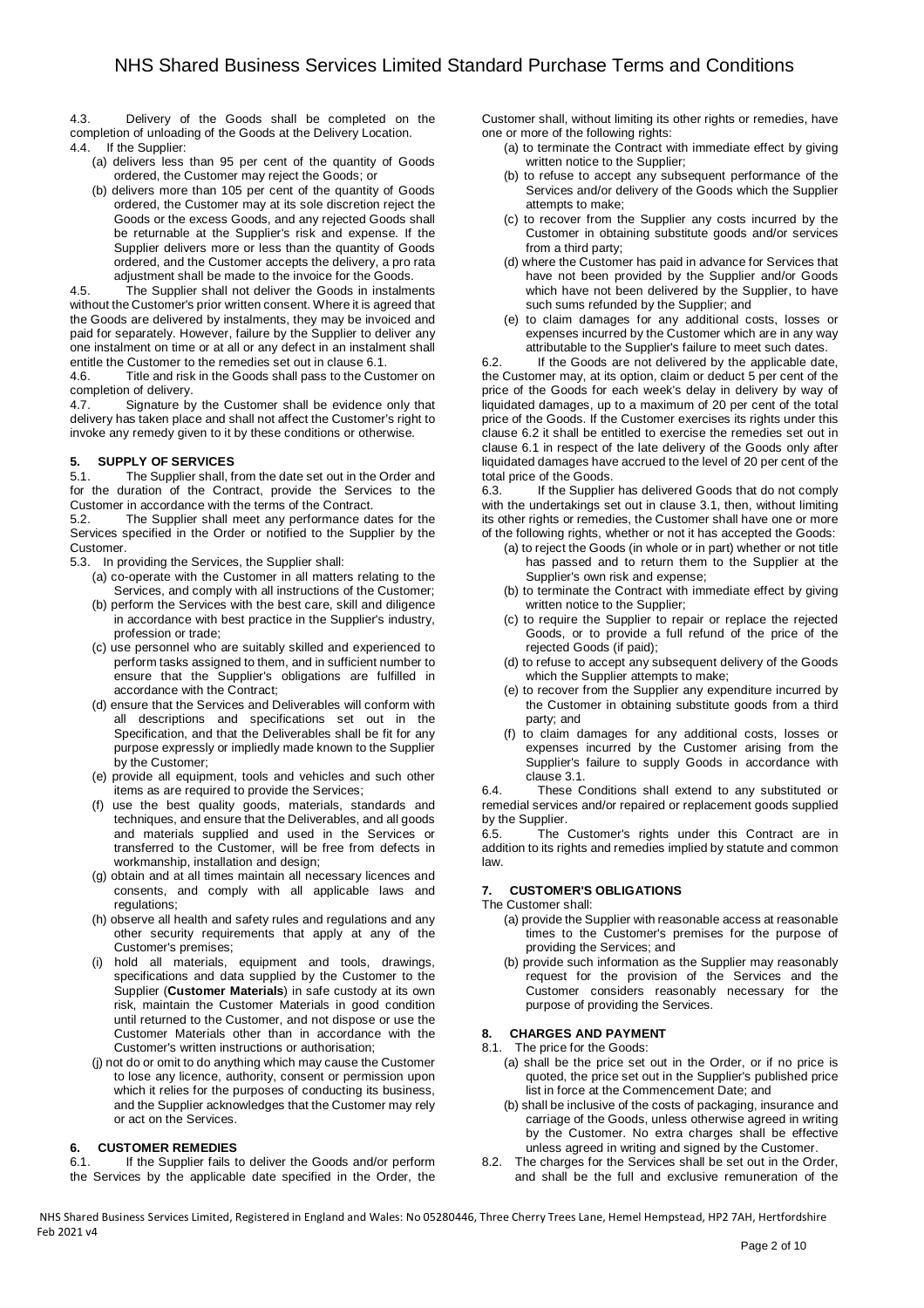4.3. Delivery of the Goods shall be completed on the completion of unloading of the Goods at the Delivery Location.

4.4. If the Supplier:

(a) delivers less than 95 per cent of the quantity of Goods ordered, the Customer may reject the Goods; or

(b) delivers more than 105 per cent of the quantity of Goods ordered, the Customer may at its sole discretion reject the Goods or the excess Goods, and any rejected Goods shall be returnable at the Supplier's risk and expense. If the Supplier delivers more or less than the quantity of Goods ordered, and the Customer accepts the delivery, a pro rata adjustment shall be made to the invoice for the Goods.

4.5. The Supplier shall not deliver the Goods in instalments without the Customer's prior written consent. Where it is agreed that the Goods are delivered by instalments, they may be invoiced and paid for separately. However, failure by the Supplier to deliver any one instalment on time or at all or any defect in an instalment shall entitle the Customer to the remedies set out in clause 6.1.

4.6. Title and risk in the Goods shall pass to the Customer on completion of delivery.

4.7. Signature by the Customer shall be evidence only that delivery has taken place and shall not affect the Customer's right to invoke any remedy given to it by these conditions or otherwise.

## 5. SUPPLY OF SERVICES

5.1. The Supplier shall, from the date set out in the Order and for the duration of the Contract, provide the Services to the Customer in accordance with the terms of the Contract.

5.2. The Supplier shall meet any performance dates for the Services specified in the Order or notified to the Supplier by the Customer.

5.3. In providing the Services, the Supplier shall:

(a) co-operate with the Customer in all matters relating to the Services, and comply with all instructions of the Customer;

(b) perform the Services with the best care, skill and diligence in accordance with best practice in the Supplier's industry, profession or trade;

(c) use personnel who are suitably skilled and experienced to perform tasks assigned to them, and in sufficient number to ensure that the Supplier's obligations are fulfilled in accordance with the Contract;

(d) ensure that the Services and Deliverables will conform with all descriptions and specifications set out in the Specification, and that the Deliverables shall be fit for any purpose expressly or impliedly made known to the Supplier by the Customer;

(e) provide all equipment, tools and vehicles and such other items as are required to provide the Services;

(f) use the best quality goods, materials, standards and techniques, and ensure that the Deliverables, and all goods and materials supplied and used in the Services or transferred to the Customer, will be free from defects in workmanship, installation and design;

(g) obtain and at all times maintain all necessary licences and consents, and comply with all applicable laws and regulations;

(h) observe all health and safety rules and regulations and any other security requirements that apply at any of the Customer's premises;

(i) hold all materials, equipment and tools, drawings, specifications and data supplied by the Customer to the Supplier (**Customer Materials**) in safe custody at its own risk, maintain the Customer Materials in good condition until returned to the Customer, and not dispose or use the Customer Materials other than in accordance with the Customer's written instructions or authorisation;

(j) not do or omit to do anything which may cause the Customer to lose any licence, authority, consent or permission upon which it relies for the purposes of conducting its business, and the Supplier acknowledges that the Customer may rely or act on the Services.

## 6. CUSTOMER REMEDIES

6.1. If the Supplier fails to deliver the Goods and/or perform the Services by the applicable date specified in the Order, the Customer shall, without limiting its other rights or remedies, have one or more of the following rights:

(a) to terminate the Contract with immediate effect by giving written notice to the Supplier;

(b) to refuse to accept any subsequent performance of the Services and/or delivery of the Goods which the Supplier attempts to make;

(c) to recover from the Supplier any costs incurred by the Customer in obtaining substitute goods and/or services from a third party;

(d) where the Customer has paid in advance for Services that have not been provided by the Supplier and/or Goods which have not been delivered by the Supplier, to have such sums refunded by the Supplier; and

(e) to claim damages for any additional costs, losses or expenses incurred by the Customer which are in any way attributable to the Supplier's failure to meet such dates.

6.2. If the Goods are not delivered by the applicable date, the Customer may, at its option, claim or deduct 5 per cent of the price of the Goods for each week's delay in delivery by way of liquidated damages, up to a maximum of 20 per cent of the total price of the Goods. If the Customer exercises its rights under this clause 6.2 it shall be entitled to exercise the remedies set out in clause 6.1 in respect of the late delivery of the Goods only after liquidated damages have accrued to the level of 20 per cent of the total price of the Goods.

6.3. If the Supplier has delivered Goods that do not comply with the undertakings set out in clause 3.1, then, without limiting its other rights or remedies, the Customer shall have one or more of the following rights, whether or not it has accepted the Goods:

(a) to reject the Goods (in whole or in part) whether or not title has passed and to return them to the Supplier at the Supplier's own risk and expense;

(b) to terminate the Contract with immediate effect by giving written notice to the Supplier;

(c) to require the Supplier to repair or replace the rejected Goods, or to provide a full refund of the price of the rejected Goods (if paid);

(d) to refuse to accept any subsequent delivery of the Goods which the Supplier attempts to make;

(e) to recover from the Supplier any expenditure incurred by the Customer in obtaining substitute goods from a third party; and

(f) to claim damages for any additional costs, losses or expenses incurred by the Customer arising from the Supplier's failure to supply Goods in accordance with clause 3.1.

6.4. These Conditions shall extend to any substituted or remedial services and/or repaired or replacement goods supplied by the Supplier.

6.5. The Customer's rights under this Contract are in addition to its rights and remedies implied by statute and common law.

## 7. CUSTOMER'S OBLIGATIONS

The Customer shall:

(a) provide the Supplier with reasonable access at reasonable times to the Customer's premises for the purpose of providing the Services; and

(b) provide such information as the Supplier may reasonably request for the provision of the Services and the Customer considers reasonably necessary for the purpose of providing the Services.

## 8. CHARGES AND PAYMENT

8.1. The price for the Goods:

(a) shall be the price set out in the Order, or if no price is quoted, the price set out in the Supplier's published price list in force at the Commencement Date; and

(b) shall be inclusive of the costs of packaging, insurance and carriage of the Goods, unless otherwise agreed in writing by the Customer. No extra charges shall be effective unless agreed in writing and signed by the Customer.

8.2. The charges for the Services shall be set out in the Order, and shall be the full and exclusive remuneration of the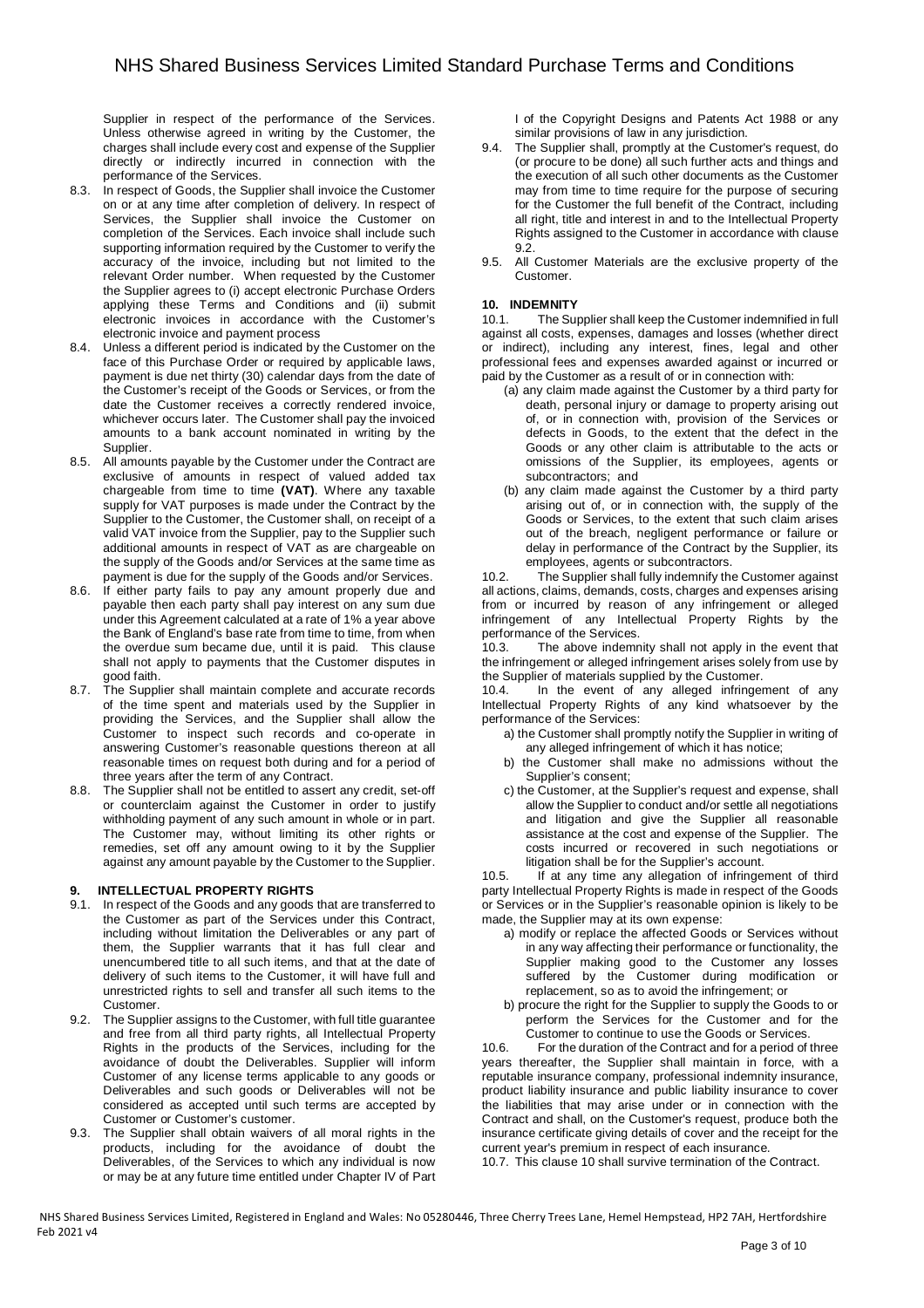Supplier in respect of the performance of the Services. Unless otherwise agreed in writing by the Customer, the charges shall include every cost and expense of the Supplier directly or indirectly incurred in connection with the performance of the Services.

8.3. In respect of Goods, the Supplier shall invoice the Customer on or at any time after completion of delivery. In respect of Services, the Supplier shall invoice the Customer on completion of the Services. Each invoice shall include such supporting information required by the Customer to verify the accuracy of the invoice, including but not limited to the relevant Order number. When requested by the Customer the Supplier agrees to (i) accept electronic Purchase Orders applying these Terms and Conditions and (ii) submit electronic invoices in accordance with the Customer's electronic invoice and payment process

8.4. Unless a different period is indicated by the Customer on the face of this Purchase Order or required by applicable laws, payment is due net thirty (30) calendar days from the date of the Customer's receipt of the Goods or Services, or from the date the Customer receives a correctly rendered invoice, whichever occurs later. The Customer shall pay the invoiced amounts to a bank account nominated in writing by the Supplier.

8.5. All amounts payable by the Customer under the Contract are exclusive of amounts in respect of valued added tax chargeable from time to time **(VAT)**. Where any taxable supply for VAT purposes is made under the Contract by the Supplier to the Customer, the Customer shall, on receipt of a valid VAT invoice from the Supplier, pay to the Supplier such additional amounts in respect of VAT as are chargeable on the supply of the Goods and/or Services at the same time as payment is due for the supply of the Goods and/or Services.

8.6. If either party fails to pay any amount properly due and payable then each party shall pay interest on any sum due under this Agreement calculated at a rate of 1% a year above the Bank of England's base rate from time to time, from when the overdue sum became due, until it is paid. This clause shall not apply to payments that the Customer disputes in good faith.

8.7. The Supplier shall maintain complete and accurate records of the time spent and materials used by the Supplier in providing the Services, and the Supplier shall allow the Customer to inspect such records and co-operate in answering Customer's reasonable questions thereon at all reasonable times on request both during and for a period of three years after the term of any Contract.

8.8. The Supplier shall not be entitled to assert any credit, set-off or counterclaim against the Customer in order to justify withholding payment of any such amount in whole or in part. The Customer may, without limiting its other rights or remedies, set off any amount owing to it by the Supplier against any amount payable by the Customer to the Supplier.

## 9. INTELLECTUAL PROPERTY RIGHTS

9.1. In respect of the Goods and any goods that are transferred to the Customer as part of the Services under this Contract, including without limitation the Deliverables or any part of them, the Supplier warrants that it has full clear and unencumbered title to all such items, and that at the date of delivery of such items to the Customer, it will have full and unrestricted rights to sell and transfer all such items to the Customer.

9.2. The Supplier assigns to the Customer, with full title guarantee and free from all third party rights, all Intellectual Property Rights in the products of the Services, including for the avoidance of doubt the Deliverables. Supplier will inform Customer of any license terms applicable to any goods or Deliverables and such goods or Deliverables will not be considered as accepted until such terms are accepted by Customer or Customer's customer.

9.3. The Supplier shall obtain waivers of all moral rights in the products, including for the avoidance of doubt the Deliverables, of the Services to which any individual is now or may be at any future time entitled under Chapter IV of Part I of the Copyright Designs and Patents Act 1988 or any similar provisions of law in any jurisdiction.

9.4. The Supplier shall, promptly at the Customer's request, do (or procure to be done) all such further acts and things and the execution of all such other documents as the Customer may from time to time require for the purpose of securing for the Customer the full benefit of the Contract, including all right, title and interest in and to the Intellectual Property Rights assigned to the Customer in accordance with clause 9.2.

9.5. All Customer Materials are the exclusive property of the Customer.

## 10. INDEMNITY

10.1. The Supplier shall keep the Customer indemnified in full against all costs, expenses, damages and losses (whether direct or indirect), including any interest, fines, legal and other professional fees and expenses awarded against or incurred or paid by the Customer as a result of or in connection with:

(a) any claim made against the Customer by a third party for death, personal injury or damage to property arising out of, or in connection with, provision of the Services or defects in Goods, to the extent that the defect in the Goods or any other claim is attributable to the acts or omissions of the Supplier, its employees, agents or subcontractors; and

(b) any claim made against the Customer by a third party arising out of, or in connection with, the supply of the Goods or Services, to the extent that such claim arises out of the breach, negligent performance or failure or delay in performance of the Contract by the Supplier, its employees, agents or subcontractors.

10.2. The Supplier shall fully indemnify the Customer against all actions, claims, demands, costs, charges and expenses arising from or incurred by reason of any infringement or alleged infringement of any Intellectual Property Rights by the performance of the Services.

10.3. The above indemnity shall not apply in the event that the infringement or alleged infringement arises solely from use by the Supplier of materials supplied by the Customer.

10.4. In the event of any alleged infringement of any Intellectual Property Rights of any kind whatsoever by the performance of the Services:

a) the Customer shall promptly notify the Supplier in writing of any alleged infringement of which it has notice;

b) the Customer shall make no admissions without the Supplier's consent;

c) the Customer, at the Supplier's request and expense, shall allow the Supplier to conduct and/or settle all negotiations and litigation and give the Supplier all reasonable assistance at the cost and expense of the Supplier. The costs incurred or recovered in such negotiations or litigation shall be for the Supplier's account.

10.5. If at any time any allegation of infringement of third party Intellectual Property Rights is made in respect of the Goods or Services or in the Supplier's reasonable opinion is likely to be made, the Supplier may at its own expense:

a) modify or replace the affected Goods or Services without in any way affecting their performance or functionality, the Supplier making good to the Customer any losses suffered by the Customer during modification or replacement, so as to avoid the infringement; or

b) procure the right for the Supplier to supply the Goods to or perform the Services for the Customer and for the Customer to continue to use the Goods or Services.

10.6. For the duration of the Contract and for a period of three years thereafter, the Supplier shall maintain in force, with a reputable insurance company, professional indemnity insurance, product liability insurance and public liability insurance to cover the liabilities that may arise under or in connection with the Contract and shall, on the Customer's request, produce both the insurance certificate giving details of cover and the receipt for the current year's premium in respect of each insurance.

10.7. This clause 10 shall survive termination of the Contract.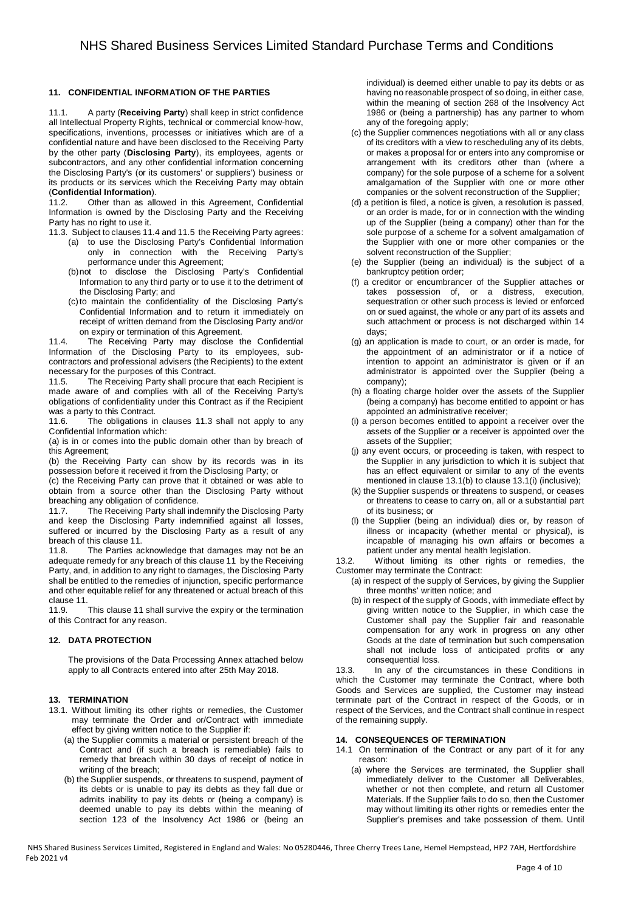## 11. CONFIDENTIAL INFORMATION OF THE PARTIES

11.1. A party (**Receiving Party**) shall keep in strict confidence all Intellectual Property Rights, technical or commercial know-how, specifications, inventions, processes or initiatives which are of a confidential nature and have been disclosed to the Receiving Party by the other party (**Disclosing Party**), its employees, agents or subcontractors, and any other confidential information concerning the Disclosing Party's (or its customers' or suppliers') business or its products or its services which the Receiving Party may obtain (**Confidential Information**).

11.2. Other than as allowed in this Agreement, Confidential Information is owned by the Disclosing Party and the Receiving Party has no right to use it.

11.3. Subject to clauses 11.4 and 11.5 the Receiving Party agrees:

(a) to use the Disclosing Party's Confidential Information only in connection with the Receiving Party's performance under this Agreement;

(b) not to disclose the Disclosing Party's Confidential Information to any third party or to use it to the detriment of the Disclosing Party; and

(c) to maintain the confidentiality of the Disclosing Party's Confidential Information and to return it immediately on receipt of written demand from the Disclosing Party and/or on expiry or termination of this Agreement.

11.4. The Receiving Party may disclose the Confidential Information of the Disclosing Party to its employees, sub-contractors and professional advisers (the Recipients) to the extent necessary for the purposes of this Contract.

11.5. The Receiving Party shall procure that each Recipient is made aware of and complies with all of the Receiving Party's obligations of confidentiality under this Contract as if the Recipient was a party to this Contract.

11.6. The obligations in clauses 11.3 shall not apply to any Confidential Information which:

(a) is in or comes into the public domain other than by breach of this Agreement;

(b) the Receiving Party can show by its records was in its possession before it received it from the Disclosing Party; or

(c) the Receiving Party can prove that it obtained or was able to obtain from a source other than the Disclosing Party without breaching any obligation of confidence.

11.7. The Receiving Party shall indemnify the Disclosing Party and keep the Disclosing Party indemnified against all losses, suffered or incurred by the Disclosing Party as a result of any breach of this clause 11.

11.8. The Parties acknowledge that damages may not be an adequate remedy for any breach of this clause 11 by the Receiving Party, and, in addition to any right to damages, the Disclosing Party shall be entitled to the remedies of injunction, specific performance and other equitable relief for any threatened or actual breach of this clause 11.

11.9. This clause 11 shall survive the expiry or the termination of this Contract for any reason.

## 12. DATA PROTECTION

The provisions of the Data Processing Annex attached below apply to all Contracts entered into after 25th May 2018.

## 13. TERMINATION

13.1. Without limiting its other rights or remedies, the Customer may terminate the Order and or/Contract with immediate effect by giving written notice to the Supplier if:

(a) the Supplier commits a material or persistent breach of the Contract and (if such a breach is remediable) fails to remedy that breach within 30 days of receipt of notice in writing of the breach;

(b) the Supplier suspends, or threatens to suspend, payment of its debts or is unable to pay its debts as they fall due or admits inability to pay its debts or (being a company) is deemed unable to pay its debts within the meaning of section 123 of the Insolvency Act 1986 or (being an individual) is deemed either unable to pay its debts or as having no reasonable prospect of so doing, in either case, within the meaning of section 268 of the Insolvency Act 1986 or (being a partnership) has any partner to whom any of the foregoing apply;

(c) the Supplier commences negotiations with all or any class of its creditors with a view to rescheduling any of its debts, or makes a proposal for or enters into any compromise or arrangement with its creditors other than (where a company) for the sole purpose of a scheme for a solvent amalgamation of the Supplier with one or more other companies or the solvent reconstruction of the Supplier;

(d) a petition is filed, a notice is given, a resolution is passed, or an order is made, for or in connection with the winding up of the Supplier (being a company) other than for the sole purpose of a scheme for a solvent amalgamation of the Supplier with one or more other companies or the solvent reconstruction of the Supplier;

(e) the Supplier (being an individual) is the subject of a bankruptcy petition order;

(f) a creditor or encumbrancer of the Supplier attaches or takes possession of, or a distress, execution, sequestration or other such process is levied or enforced on or sued against, the whole or any part of its assets and such attachment or process is not discharged within 14 days;

(g) an application is made to court, or an order is made, for the appointment of an administrator or if a notice of intention to appoint an administrator is given or if an administrator is appointed over the Supplier (being a company);

(h) a floating charge holder over the assets of the Supplier (being a company) has become entitled to appoint or has appointed an administrative receiver;

(i) a person becomes entitled to appoint a receiver over the assets of the Supplier or a receiver is appointed over the assets of the Supplier;

(j) any event occurs, or proceeding is taken, with respect to the Supplier in any jurisdiction to which it is subject that has an effect equivalent or similar to any of the events mentioned in clause 13.1(b) to clause 13.1(i) (inclusive);

(k) the Supplier suspends or threatens to suspend, or ceases or threatens to cease to carry on, all or a substantial part of its business; or

(l) the Supplier (being an individual) dies or, by reason of illness or incapacity (whether mental or physical), is incapable of managing his own affairs or becomes a patient under any mental health legislation.

13.2. Without limiting its other rights or remedies, the Customer may terminate the Contract:

(a) in respect of the supply of Services, by giving the Supplier three months' written notice; and

(b) in respect of the supply of Goods, with immediate effect by giving written notice to the Supplier, in which case the Customer shall pay the Supplier fair and reasonable compensation for any work in progress on any other Goods at the date of termination but such compensation shall not include loss of anticipated profits or any consequential loss.

13.3. In any of the circumstances in these Conditions in which the Customer may terminate the Contract, where both Goods and Services are supplied, the Customer may instead terminate part of the Contract in respect of the Goods, or in respect of the Services, and the Contract shall continue in respect of the remaining supply.

## 14. CONSEQUENCES OF TERMINATION

14.1 On termination of the Contract or any part of it for any reason:

(a) where the Services are terminated, the Supplier shall immediately deliver to the Customer all Deliverables, whether or not then complete, and return all Customer Materials. If the Supplier fails to do so, then the Customer may without limiting its other rights or remedies enter the Supplier's premises and take possession of them. Until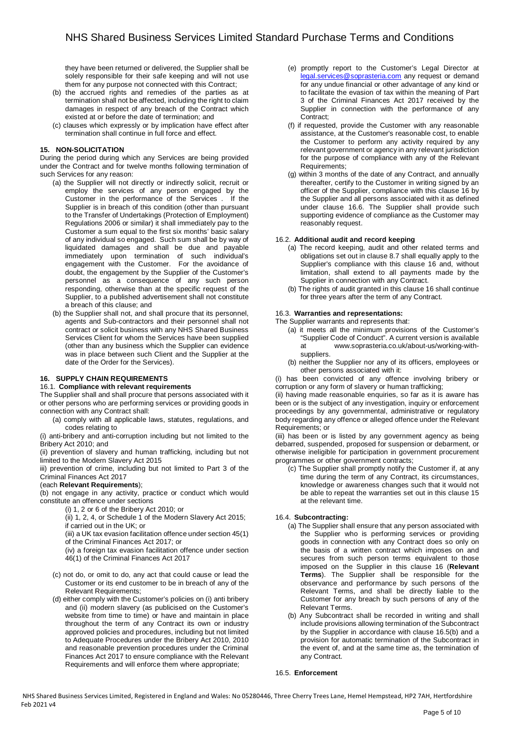they have been returned or delivered, the Supplier shall be solely responsible for their safe keeping and will not use them for any purpose not connected with this Contract;

(b) the accrued rights and remedies of the parties as at termination shall not be affected, including the right to claim damages in respect of any breach of the Contract which existed at or before the date of termination; and

(c) clauses which expressly or by implication have effect after termination shall continue in full force and effect.

## 15. NON-SOLICITATION

During the period during which any Services are being provided under the Contract and for twelve months following termination of such Services for any reason:

(a) the Supplier will not directly or indirectly solicit, recruit or employ the services of any person engaged by the Customer in the performance of the Services . If the Supplier is in breach of this condition (other than pursuant to the Transfer of Undertakings (Protection of Employment) Regulations 2006 or similar) it shall immediately pay to the Customer a sum equal to the first six months' basic salary of any individual so engaged. Such sum shall be by way of liquidated damages and shall be due and payable immediately upon termination of such individual's engagement with the Customer. For the avoidance of doubt, the engagement by the Supplier of the Customer's personnel as a consequence of any such person responding, otherwise than at the specific request of the Supplier, to a published advertisement shall not constitute a breach of this clause; and

(b) the Supplier shall not, and shall procure that its personnel, agents and Sub-contractors and their personnel shall not contract or solicit business with any NHS Shared Business Services Client for whom the Services have been supplied (other than any business which the Supplier can evidence was in place between such Client and the Supplier at the date of the Order for the Services).

## 16. SUPPLY CHAIN REQUIREMENTS

### 16.1. Compliance with relevant requirements

The Supplier shall and shall procure that persons associated with it or other persons who are performing services or providing goods in connection with any Contract shall:

(a) comply with all applicable laws, statutes, regulations, and codes relating to

(i) anti-bribery and anti-corruption including but not limited to the Bribery Act 2010; and

(ii) prevention of slavery and human trafficking, including but not limited to the Modern Slavery Act 2015

iii) prevention of crime, including but not limited to Part 3 of the Criminal Finances Act 2017

(each **Relevant Requirements**);

(b) not engage in any activity, practice or conduct which would constitute an offence under sections

(i) 1, 2 or 6 of the Bribery Act 2010; or

(ii) 1, 2, 4, or Schedule 1 of the Modern Slavery Act 2015; if carried out in the UK; or

(iii) a UK tax evasion facilitation offence under section 45(1) of the Criminal Finances Act 2017; or

(iv) a foreign tax evasion facilitation offence under section 46(1) of the Criminal Finances Act 2017

(c) not do, or omit to do, any act that could cause or lead the Customer or its end customer to be in breach of any of the Relevant Requirements;

(d) either comply with the Customer's policies on (i) anti bribery and (ii) modern slavery (as publicised on the Customer's website from time to time) or have and maintain in place throughout the term of any Contract its own or industry approved policies and procedures, including but not limited to Adequate Procedures under the Bribery Act 2010, 2010 and reasonable prevention procedures under the Criminal Finances Act 2017 to ensure compliance with the Relevant Requirements and will enforce them where appropriate;

(e) promptly report to the Customer's Legal Director at legal.services@soprasteria.com any request or demand for any undue financial or other advantage of any kind or to facilitate the evasion of tax within the meaning of Part 3 of the Criminal Finances Act 2017 received by the Supplier in connection with the performance of any Contract;

(f) if requested, provide the Customer with any reasonable assistance, at the Customer's reasonable cost, to enable the Customer to perform any activity required by any relevant government or agency in any relevant jurisdiction for the purpose of compliance with any of the Relevant Requirements;

(g) within 3 months of the date of any Contract, and annually thereafter, certify to the Customer in writing signed by an officer of the Supplier, compliance with this clause 16 by the Supplier and all persons associated with it as defined under clause 16.6. The Supplier shall provide such supporting evidence of compliance as the Customer may reasonably request.

### 16.2. Additional audit and record keeping

(a) The record keeping, audit and other related terms and obligations set out in clause 8.7 shall equally apply to the Supplier's compliance with this clause 16 and, without limitation, shall extend to all payments made by the Supplier in connection with any Contract.

(b) The rights of audit granted in this clause 16 shall continue for three years after the term of any Contract.

### 16.3. Warranties and representations:

The Supplier warrants and represents that:

(a) it meets all the minimum provisions of the Customer's "Supplier Code of Conduct". A current version is available at www.soprasteria.co.uk/about-us/working-with-suppliers.

(b) neither the Supplier nor any of its officers, employees or other persons associated with it:

(i) has been convicted of any offence involving bribery or corruption or any form of slavery or human trafficking;

(ii) having made reasonable enquiries, so far as it is aware has been or is the subject of any investigation, inquiry or enforcement proceedings by any governmental, administrative or regulatory body regarding any offence or alleged offence under the Relevant Requirements; or

(iii) has been or is listed by any government agency as being debarred, suspended, proposed for suspension or debarment, or otherwise ineligible for participation in government procurement programmes or other government contracts;

(c) The Supplier shall promptly notify the Customer if, at any time during the term of any Contract, its circumstances, knowledge or awareness changes such that it would not be able to repeat the warranties set out in this clause 15 at the relevant time.

### 16.4. Subcontracting:

(a) The Supplier shall ensure that any person associated with the Supplier who is performing services or providing goods in connection with any Contract does so only on the basis of a written contract which imposes on and secures from such person terms equivalent to those imposed on the Supplier in this clause 16 (**Relevant Terms**). The Supplier shall be responsible for the observance and performance by such persons of the Relevant Terms, and shall be directly liable to the Customer for any breach by such persons of any of the Relevant Terms.

(b) Any Subcontract shall be recorded in writing and shall include provisions allowing termination of the Subcontract by the Supplier in accordance with clause 16.5(b) and a provision for automatic termination of the Subcontract in the event of, and at the same time as, the termination of any Contract.

### 16.5. Enforcement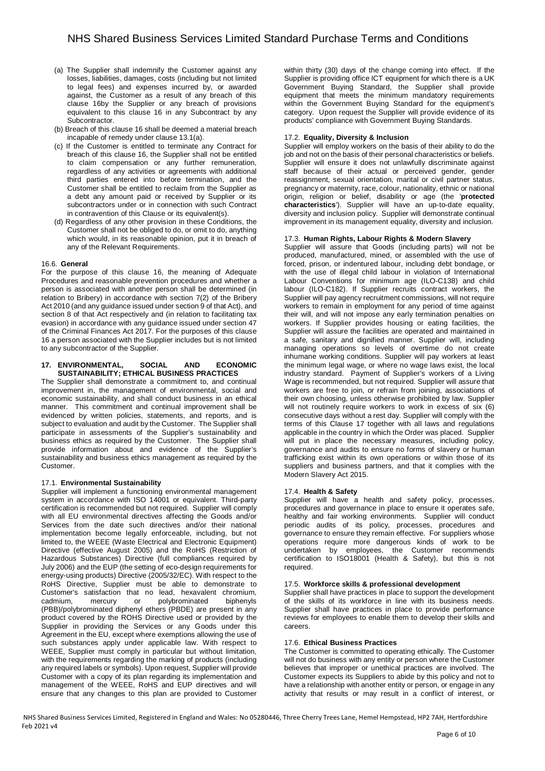(a) The Supplier shall indemnify the Customer against any losses, liabilities, damages, costs (including but not limited to legal fees) and expenses incurred by, or awarded against, the Customer as a result of any breach of this clause 16by the Supplier or any breach of provisions equivalent to this clause 16 in any Subcontract by any Subcontractor.

(b) Breach of this clause 16 shall be deemed a material breach incapable of remedy under clause 13.1(a).

(c) If the Customer is entitled to terminate any Contract for breach of this clause 16, the Supplier shall not be entitled to claim compensation or any further remuneration, regardless of any activities or agreements with additional third parties entered into before termination, and the Customer shall be entitled to reclaim from the Supplier as a debt any amount paid or received by Supplier or its subcontractors under or in connection with such Contract in contravention of this Clause or its equivalent(s).

(d) Regardless of any other provision in these Conditions, the Customer shall not be obliged to do, or omit to do, anything which would, in its reasonable opinion, put it in breach of any of the Relevant Requirements.

16.6. **General**

For the purpose of this clause 16, the meaning of Adequate Procedures and reasonable prevention procedures and whether a person is associated with another person shall be determined (in relation to Bribery) in accordance with section 7(2) of the Bribery Act 2010 (and any guidance issued under section 9 of that Act), and section 8 of that Act respectively and (in relation to facilitating tax evasion) in accordance with any guidance issued under section 47 of the Criminal Finances Act 2017. For the purposes of this clause 16 a person associated with the Supplier includes but is not limited to any subcontractor of the Supplier.

## 17. ENVIRONMENTAL, SOCIAL AND ECONOMIC SUSTAINABILITY; ETHICAL BUSINESS PRACTICES

The Supplier shall demonstrate a commitment to, and continual improvement in, the management of environmental, social and economic sustainability, and shall conduct business in an ethical manner. This commitment and continual improvement shall be evidenced by written policies, statements, and reports, and is subject to evaluation and audit by the Customer. The Supplier shall participate in assessments of the Supplier's sustainability and business ethics as required by the Customer. The Supplier shall provide information about and evidence of the Supplier's sustainability and business ethics management as required by the Customer.

17.1. **Environmental Sustainability**

Supplier will implement a functioning environmental management system in accordance with ISO 14001 or equivalent. Third-party certification is recommended but not required. Supplier will comply with all EU environmental directives affecting the Goods and/or Services from the date such directives and/or their national implementation become legally enforceable, including, but not limited to, the WEEE (Waste Electrical and Electronic Equipment) Directive (effective August 2005) and the RoHS (Restriction of Hazardous Substances) Directive (full compliances required by July 2006) and the EUP (the setting of eco-design requirements for energy-using products) Directive (2005/32/EC). With respect to the RoHS Directive, Supplier must be able to demonstrate to Customer's satisfaction that no lead, hexavalent chromium, cadmium, mercury or polybrominated biphenyls (PBB)/polybrominated diphenyl ethers (PBDE) are present in any product covered by the ROHS Directive used or provided by the Supplier in providing the Services or any Goods under this Agreement in the EU, except where exemptions allowing the use of such substances apply under applicable law. With respect to WEEE, Supplier must comply in particular but without limitation, with the requirements regarding the marking of products (including any required labels or symbols). Upon request, Supplier will provide Customer with a copy of its plan regarding its implementation and management of the WEEE, RoHS and EUP directives and will ensure that any changes to this plan are provided to Customer within thirty (30) days of the change coming into effect. If the Supplier is providing office ICT equipment for which there is a UK Government Buying Standard, the Supplier shall provide equipment that meets the minimum mandatory requirements within the Government Buying Standard for the equipment's category. Upon request the Supplier will provide evidence of its products' compliance with Government Buying Standards.

17.2. **Equality, Diversity & Inclusion**

Supplier will employ workers on the basis of their ability to do the job and not on the basis of their personal characteristics or beliefs. Supplier will ensure it does not unlawfully discriminate against staff because of their actual or perceived gender, gender reassignment, sexual orientation, marital or civil partner status, pregnancy or maternity, race, colour, nationality, ethnic or national origin, religion or belief, disability or age (the '**protected characteristics**'). Supplier will have an up-to-date equality, diversity and inclusion policy. Supplier will demonstrate continual improvement in its management equality, diversity and inclusion.

17.3. **Human Rights, Labour Rights & Modern Slavery**

Supplier will assure that Goods (including parts) will not be produced, manufactured, mined, or assembled with the use of forced, prison, or indentured labour, including debt bondage, or with the use of illegal child labour in violation of International Labour Conventions for minimum age (ILO-C138) and child labour (ILO-C182). If Supplier recruits contract workers, the Supplier will pay agency recruitment commissions, will not require workers to remain in employment for any period of time against their will, and will not impose any early termination penalties on workers. If Supplier provides housing or eating facilities, the Supplier will assure the facilities are operated and maintained in a safe, sanitary and dignified manner. Supplier will, including managing operations so levels of overtime do not create inhumane working conditions. Supplier will pay workers at least the minimum legal wage, or where no wage laws exist, the local industry standard. Payment of Supplier's workers of a Living Wage is recommended, but not required. Supplier will assure that workers are free to join, or refrain from joining, associations of their own choosing, unless otherwise prohibited by law. Supplier will not routinely require workers to work in excess of six (6) consecutive days without a rest day. Supplier will comply with the terms of this Clause 17 together with all laws and regulations applicable in the country in which the Order was placed. Supplier will put in place the necessary measures, including policy, governance and audits to ensure no forms of slavery or human trafficking exist within its own operations or within those of its suppliers and business partners, and that it complies with the Modern Slavery Act 2015.

17.4. **Health & Safety**

Supplier will have a health and safety policy, processes, procedures and governance in place to ensure it operates safe, healthy and fair working environments. Supplier will conduct periodic audits of its policy, processes, procedures and governance to ensure they remain effective. For suppliers whose operations require more dangerous kinds of work to be undertaken by employees, the Customer recommends certification to ISO18001 (Health & Safety), but this is not required.

17.5. **Workforce skills & professional development**

Supplier shall have practices in place to support the development of the skills of its workforce in line with its business needs. Supplier shall have practices in place to provide performance reviews for employees to enable them to develop their skills and careers.

17.6. **Ethical Business Practices**

The Customer is committed to operating ethically. The Customer will not do business with any entity or person where the Customer believes that improper or unethical practices are involved. The Customer expects its Suppliers to abide by this policy and not to have a relationship with another entity or person, or engage in any activity that results or may result in a conflict of interest, or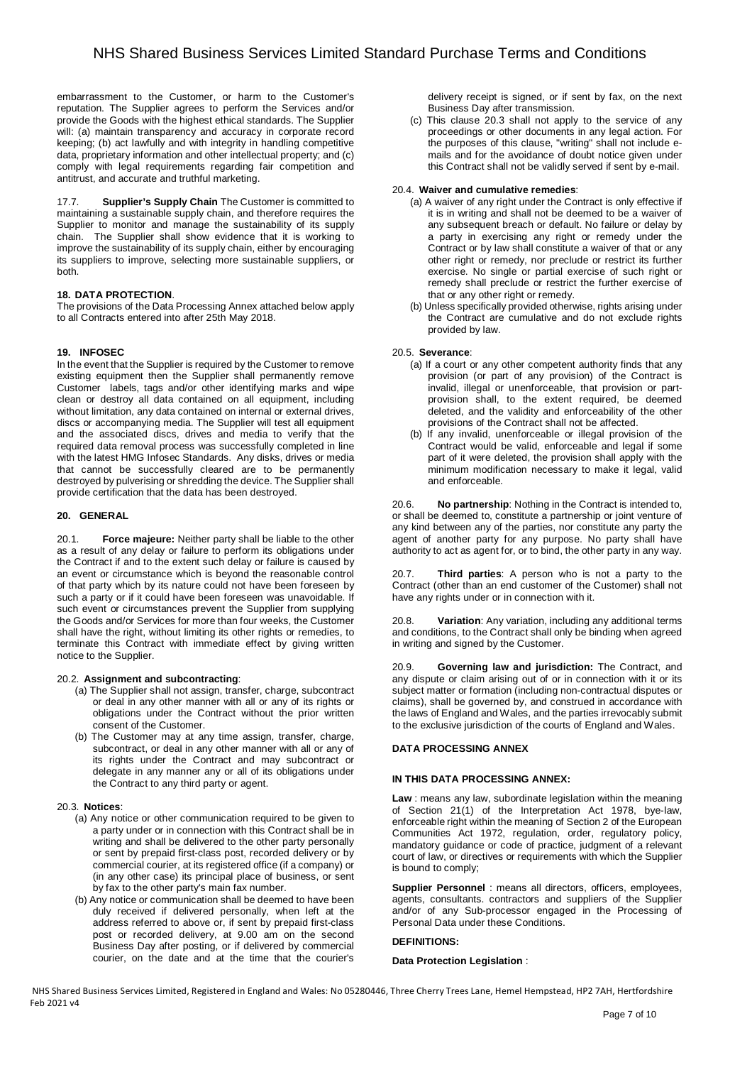embarrassment to the Customer, or harm to the Customer's reputation. The Supplier agrees to perform the Services and/or provide the Goods with the highest ethical standards. The Supplier will: (a) maintain transparency and accuracy in corporate record keeping; (b) act lawfully and with integrity in handling competitive data, proprietary information and other intellectual property; and (c) comply with legal requirements regarding fair competition and antitrust, and accurate and truthful marketing.

17.7. **Supplier's Supply Chain** The Customer is committed to maintaining a sustainable supply chain, and therefore requires the Supplier to monitor and manage the sustainability of its supply chain. The Supplier shall show evidence that it is working to improve the sustainability of its supply chain, either by encouraging its suppliers to improve, selecting more sustainable suppliers, or both.

## 18. DATA PROTECTION.

The provisions of the Data Processing Annex attached below apply to all Contracts entered into after 25th May 2018.

## 19. INFOSEC

In the event that the Supplier is required by the Customer to remove existing equipment then the Supplier shall permanently remove Customer labels, tags and/or other identifying marks and wipe clean or destroy all data contained on all equipment, including without limitation, any data contained on internal or external drives, discs or accompanying media. The Supplier will test all equipment and the associated discs, drives and media to verify that the required data removal process was successfully completed in line with the latest HMG Infosec Standards. Any disks, drives or media that cannot be successfully cleared are to be permanently destroyed by pulverising or shredding the device. The Supplier shall provide certification that the data has been destroyed.

## 20. GENERAL

20.1. **Force majeure:** Neither party shall be liable to the other as a result of any delay or failure to perform its obligations under the Contract if and to the extent such delay or failure is caused by an event or circumstance which is beyond the reasonable control of that party which by its nature could not have been foreseen by such a party or if it could have been foreseen was unavoidable. If such event or circumstances prevent the Supplier from supplying the Goods and/or Services for more than four weeks, the Customer shall have the right, without limiting its other rights or remedies, to terminate this Contract with immediate effect by giving written notice to the Supplier.

20.2. **Assignment and subcontracting**:

(a) The Supplier shall not assign, transfer, charge, subcontract or deal in any other manner with all or any of its rights or obligations under the Contract without the prior written consent of the Customer.

(b) The Customer may at any time assign, transfer, charge, subcontract, or deal in any other manner with all or any of its rights under the Contract and may subcontract or delegate in any manner any or all of its obligations under the Contract to any third party or agent.

20.3. **Notices**:

(a) Any notice or other communication required to be given to a party under or in connection with this Contract shall be in writing and shall be delivered to the other party personally or sent by prepaid first-class post, recorded delivery or by commercial courier, at its registered office (if a company) or (in any other case) its principal place of business, or sent by fax to the other party's main fax number.

(b) Any notice or communication shall be deemed to have been duly received if delivered personally, when left at the address referred to above or, if sent by prepaid first-class post or recorded delivery, at 9.00 am on the second Business Day after posting, or if delivered by commercial courier, on the date and at the time that the courier's delivery receipt is signed, or if sent by fax, on the next Business Day after transmission.

(c) This clause 20.3 shall not apply to the service of any proceedings or other documents in any legal action. For the purposes of this clause, "writing" shall not include e-mails and for the avoidance of doubt notice given under this Contract shall not be validly served if sent by e-mail.

20.4. **Waiver and cumulative remedies**:

(a) A waiver of any right under the Contract is only effective if it is in writing and shall not be deemed to be a waiver of any subsequent breach or default. No failure or delay by a party in exercising any right or remedy under the Contract or by law shall constitute a waiver of that or any other right or remedy, nor preclude or restrict its further exercise. No single or partial exercise of such right or remedy shall preclude or restrict the further exercise of that or any other right or remedy.

(b) Unless specifically provided otherwise, rights arising under the Contract are cumulative and do not exclude rights provided by law.

20.5. **Severance**:

(a) If a court or any other competent authority finds that any provision (or part of any provision) of the Contract is invalid, illegal or unenforceable, that provision or part-provision shall, to the extent required, be deemed deleted, and the validity and enforceability of the other provisions of the Contract shall not be affected.

(b) If any invalid, unenforceable or illegal provision of the Contract would be valid, enforceable and legal if some part of it were deleted, the provision shall apply with the minimum modification necessary to make it legal, valid and enforceable.

20.6. **No partnership**: Nothing in the Contract is intended to, or shall be deemed to, constitute a partnership or joint venture of any kind between any of the parties, nor constitute any party the agent of another party for any purpose. No party shall have authority to act as agent for, or to bind, the other party in any way.

20.7. **Third parties**: A person who is not a party to the Contract (other than an end customer of the Customer) shall not have any rights under or in connection with it.

20.8. **Variation**: Any variation, including any additional terms and conditions, to the Contract shall only be binding when agreed in writing and signed by the Customer.

20.9. **Governing law and jurisdiction:** The Contract, and any dispute or claim arising out of or in connection with it or its subject matter or formation (including non-contractual disputes or claims), shall be governed by, and construed in accordance with the laws of England and Wales, and the parties irrevocably submit to the exclusive jurisdiction of the courts of England and Wales.

## DATA PROCESSING ANNEX

### IN THIS DATA PROCESSING ANNEX:

**Law** : means any law, subordinate legislation within the meaning of Section 21(1) of the Interpretation Act 1978, bye-law, enforceable right within the meaning of Section 2 of the European Communities Act 1972, regulation, order, regulatory policy, mandatory guidance or code of practice, judgment of a relevant court of law, or directives or requirements with which the Supplier is bound to comply;

**Supplier Personnel** : means all directors, officers, employees, agents, consultants. contractors and suppliers of the Supplier and/or of any Sub-processor engaged in the Processing of Personal Data under these Conditions.

### DEFINITIONS:

**Data Protection Legislation** :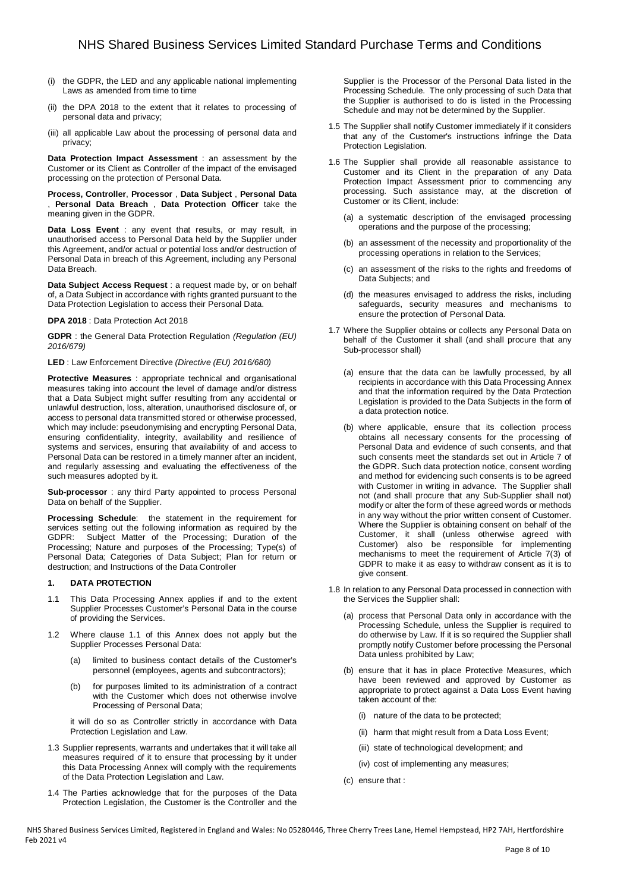(i) the GDPR, the LED and any applicable national implementing Laws as amended from time to time

(ii) the DPA 2018 to the extent that it relates to processing of personal data and privacy;

(iii) all applicable Law about the processing of personal data and privacy;

**Data Protection Impact Assessment** : an assessment by the Customer or its Client as Controller of the impact of the envisaged processing on the protection of Personal Data.

**Process, Controller**, **Processor** , **Data Subject** , **Personal Data** , **Personal Data Breach** , **Data Protection Officer** take the meaning given in the GDPR.

**Data Loss Event** : any event that results, or may result, in unauthorised access to Personal Data held by the Supplier under this Agreement, and/or actual or potential loss and/or destruction of Personal Data in breach of this Agreement, including any Personal Data Breach.

**Data Subject Access Request** : a request made by, or on behalf of, a Data Subject in accordance with rights granted pursuant to the Data Protection Legislation to access their Personal Data.

**DPA 2018** : Data Protection Act 2018

**GDPR** : the General Data Protection Regulation *(Regulation (EU) 2016/679)*

**LED** : Law Enforcement Directive *(Directive (EU) 2016/680)*

**Protective Measures** : appropriate technical and organisational measures taking into account the level of damage and/or distress that a Data Subject might suffer resulting from any accidental or unlawful destruction, loss, alteration, unauthorised disclosure of, or access to personal data transmitted stored or otherwise processed, which may include: pseudonymising and encrypting Personal Data, ensuring confidentiality, integrity, availability and resilience of systems and services, ensuring that availability of and access to Personal Data can be restored in a timely manner after an incident, and regularly assessing and evaluating the effectiveness of the such measures adopted by it.

**Sub-processor** : any third Party appointed to process Personal Data on behalf of the Supplier.

**Processing Schedule**: the statement in the requirement for services setting out the following information as required by the GDPR: Subject Matter of the Processing; Duration of the Processing; Nature and purposes of the Processing; Type(s) of Personal Data; Categories of Data Subject; Plan for return or destruction; and Instructions of the Data Controller

## 1. DATA PROTECTION

1.1 This Data Processing Annex applies if and to the extent Supplier Processes Customer's Personal Data in the course of providing the Services.

1.2 Where clause 1.1 of this Annex does not apply but the Supplier Processes Personal Data:

(a) limited to business contact details of the Customer's personnel (employees, agents and subcontractors);

(b) for purposes limited to its administration of a contract with the Customer which does not otherwise involve Processing of Personal Data;

it will do so as Controller strictly in accordance with Data Protection Legislation and Law.

1.3 Supplier represents, warrants and undertakes that it will take all measures required of it to ensure that processing by it under this Data Processing Annex will comply with the requirements of the Data Protection Legislation and Law.

1.4 The Parties acknowledge that for the purposes of the Data Protection Legislation, the Customer is the Controller and the Supplier is the Processor of the Personal Data listed in the Processing Schedule. The only processing of such Data that the Supplier is authorised to do is listed in the Processing Schedule and may not be determined by the Supplier.

1.5 The Supplier shall notify Customer immediately if it considers that any of the Customer's instructions infringe the Data Protection Legislation.

1.6 The Supplier shall provide all reasonable assistance to Customer and its Client in the preparation of any Data Protection Impact Assessment prior to commencing any processing. Such assistance may, at the discretion of Customer or its Client, include:

(a) a systematic description of the envisaged processing operations and the purpose of the processing;

(b) an assessment of the necessity and proportionality of the processing operations in relation to the Services;

(c) an assessment of the risks to the rights and freedoms of Data Subjects; and

(d) the measures envisaged to address the risks, including safeguards, security measures and mechanisms to ensure the protection of Personal Data.

1.7 Where the Supplier obtains or collects any Personal Data on behalf of the Customer it shall (and shall procure that any Sub-processor shall)

(a) ensure that the data can be lawfully processed, by all recipients in accordance with this Data Processing Annex and that the information required by the Data Protection Legislation is provided to the Data Subjects in the form of a data protection notice.

(b) where applicable, ensure that its collection process obtains all necessary consents for the processing of Personal Data and evidence of such consents, and that such consents meet the standards set out in Article 7 of the GDPR. Such data protection notice, consent wording and method for evidencing such consents is to be agreed with Customer in writing in advance. The Supplier shall not (and shall procure that any Sub-Supplier shall not) modify or alter the form of these agreed words or methods in any way without the prior written consent of Customer. Where the Supplier is obtaining consent on behalf of the Customer, it shall (unless otherwise agreed with Customer) also be responsible for implementing mechanisms to meet the requirement of Article 7(3) of GDPR to make it as easy to withdraw consent as it is to give consent.

1.8 In relation to any Personal Data processed in connection with the Services the Supplier shall:

(a) process that Personal Data only in accordance with the Processing Schedule, unless the Supplier is required to do otherwise by Law. If it is so required the Supplier shall promptly notify Customer before processing the Personal Data unless prohibited by Law;

(b) ensure that it has in place Protective Measures, which have been reviewed and approved by Customer as appropriate to protect against a Data Loss Event having taken account of the:

(i) nature of the data to be protected;

(ii) harm that might result from a Data Loss Event;

(iii) state of technological development; and

(iv) cost of implementing any measures;

(c) ensure that :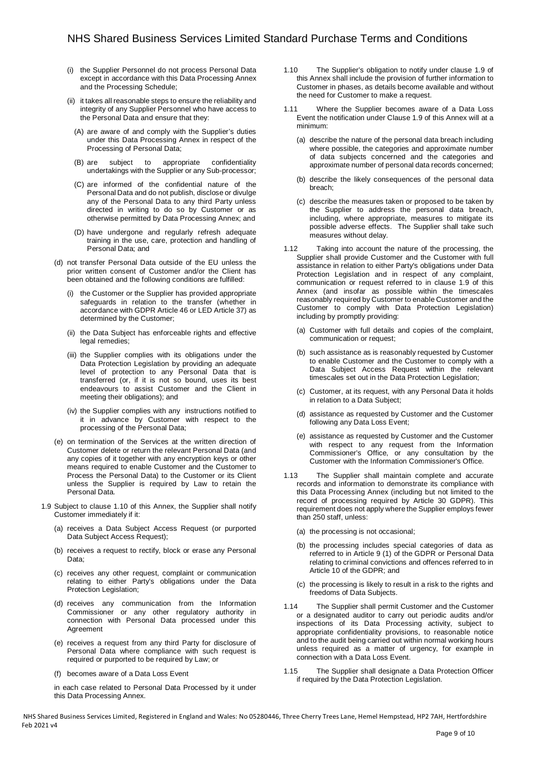(i) the Supplier Personnel do not process Personal Data except in accordance with this Data Processing Annex and the Processing Schedule;

(ii) it takes all reasonable steps to ensure the reliability and integrity of any Supplier Personnel who have access to the Personal Data and ensure that they:

(A) are aware of and comply with the Supplier's duties under this Data Processing Annex in respect of the Processing of Personal Data;

(B) are subject to appropriate confidentiality undertakings with the Supplier or any Sub-processor;

(C) are informed of the confidential nature of the Personal Data and do not publish, disclose or divulge any of the Personal Data to any third Party unless directed in writing to do so by Customer or as otherwise permitted by Data Processing Annex; and

(D) have undergone and regularly refresh adequate training in the use, care, protection and handling of Personal Data; and

(d) not transfer Personal Data outside of the EU unless the prior written consent of Customer and/or the Client has been obtained and the following conditions are fulfilled:

(i) the Customer or the Supplier has provided appropriate safeguards in relation to the transfer (whether in accordance with GDPR Article 46 or LED Article 37) as determined by the Customer;

(ii) the Data Subject has enforceable rights and effective legal remedies;

(iii) the Supplier complies with its obligations under the Data Protection Legislation by providing an adequate level of protection to any Personal Data that is transferred (or, if it is not so bound, uses its best endeavours to assist Customer and the Client in meeting their obligations); and

(iv) the Supplier complies with any instructions notified to it in advance by Customer with respect to the processing of the Personal Data;

(e) on termination of the Services at the written direction of Customer delete or return the relevant Personal Data (and any copies of it together with any encryption keys or other means required to enable Customer and the Customer to Process the Personal Data) to the Customer or its Client unless the Supplier is required by Law to retain the Personal Data.

1.9 Subject to clause 1.10 of this Annex, the Supplier shall notify Customer immediately if it:

(a) receives a Data Subject Access Request (or purported Data Subject Access Request);

(b) receives a request to rectify, block or erase any Personal Data;

(c) receives any other request, complaint or communication relating to either Party's obligations under the Data Protection Legislation;

(d) receives any communication from the Information Commissioner or any other regulatory authority in connection with Personal Data processed under this Agreement

(e) receives a request from any third Party for disclosure of Personal Data where compliance with such request is required or purported to be required by Law; or

(f) becomes aware of a Data Loss Event

in each case related to Personal Data Processed by it under this Data Processing Annex.

1.10 The Supplier's obligation to notify under clause 1.9 of this Annex shall include the provision of further information to Customer in phases, as details become available and without the need for Customer to make a request.

1.11 Where the Supplier becomes aware of a Data Loss Event the notification under Clause 1.9 of this Annex will at a minimum:

(a) describe the nature of the personal data breach including where possible, the categories and approximate number of data subjects concerned and the categories and approximate number of personal data records concerned;

(b) describe the likely consequences of the personal data breach;

(c) describe the measures taken or proposed to be taken by the Supplier to address the personal data breach, including, where appropriate, measures to mitigate its possible adverse effects. The Supplier shall take such measures without delay.

1.12 Taking into account the nature of the processing, the Supplier shall provide Customer and the Customer with full assistance in relation to either Party's obligations under Data Protection Legislation and in respect of any complaint, communication or request referred to in clause 1.9 of this Annex (and insofar as possible within the timescales reasonably required by Customer to enable Customer and the Customer to comply with Data Protection Legislation) including by promptly providing:

(a) Customer with full details and copies of the complaint, communication or request;

(b) such assistance as is reasonably requested by Customer to enable Customer and the Customer to comply with a Data Subject Access Request within the relevant timescales set out in the Data Protection Legislation;

(c) Customer, at its request, with any Personal Data it holds in relation to a Data Subject;

(d) assistance as requested by Customer and the Customer following any Data Loss Event;

(e) assistance as requested by Customer and the Customer with respect to any request from the Information Commissioner's Office, or any consultation by the Customer with the Information Commissioner's Office.

1.13 The Supplier shall maintain complete and accurate records and information to demonstrate its compliance with this Data Processing Annex (including but not limited to the record of processing required by Article 30 GDPR). This requirement does not apply where the Supplier employs fewer than 250 staff, unless:

(a) the processing is not occasional;

(b) the processing includes special categories of data as referred to in Article 9 (1) of the GDPR or Personal Data relating to criminal convictions and offences referred to in Article 10 of the GDPR; and

(c) the processing is likely to result in a risk to the rights and freedoms of Data Subjects.

1.14 The Supplier shall permit Customer and the Customer or a designated auditor to carry out periodic audits and/or inspections of its Data Processing activity, subject to appropriate confidentiality provisions, to reasonable notice and to the audit being carried out within normal working hours unless required as a matter of urgency, for example in connection with a Data Loss Event.

1.15 The Supplier shall designate a Data Protection Officer if required by the Data Protection Legislation.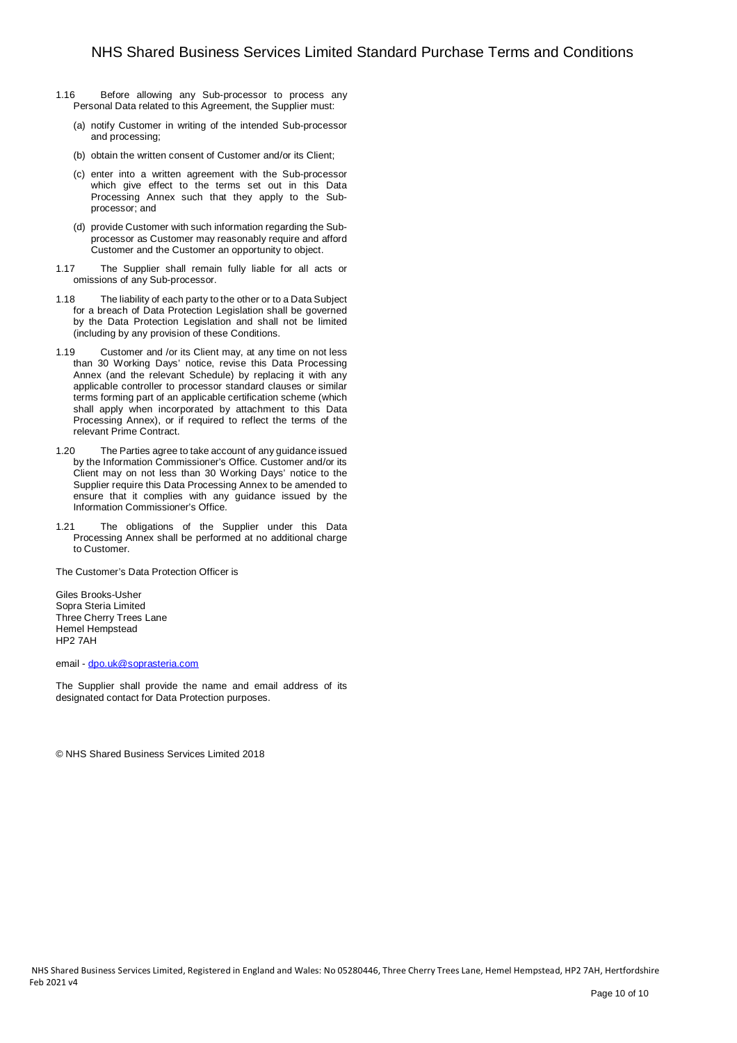1.16 Before allowing any Sub-processor to process any Personal Data related to this Agreement, the Supplier must:

(a) notify Customer in writing of the intended Sub-processor and processing;

(b) obtain the written consent of Customer and/or its Client;

(c) enter into a written agreement with the Sub-processor which give effect to the terms set out in this Data Processing Annex such that they apply to the Sub-processor; and

(d) provide Customer with such information regarding the Sub-processor as Customer may reasonably require and afford Customer and the Customer an opportunity to object.

1.17 The Supplier shall remain fully liable for all acts or omissions of any Sub-processor.

1.18 The liability of each party to the other or to a Data Subject for a breach of Data Protection Legislation shall be governed by the Data Protection Legislation and shall not be limited (including by any provision of these Conditions.

1.19 Customer and /or its Client may, at any time on not less than 30 Working Days' notice, revise this Data Processing Annex (and the relevant Schedule) by replacing it with any applicable controller to processor standard clauses or similar terms forming part of an applicable certification scheme (which shall apply when incorporated by attachment to this Data Processing Annex), or if required to reflect the terms of the relevant Prime Contract.

1.20 The Parties agree to take account of any guidance issued by the Information Commissioner's Office. Customer and/or its Client may on not less than 30 Working Days' notice to the Supplier require this Data Processing Annex to be amended to ensure that it complies with any guidance issued by the Information Commissioner's Office.

1.21 The obligations of the Supplier under this Data Processing Annex shall be performed at no additional charge to Customer.

The Customer's Data Protection Officer is

Giles Brooks-Usher
Sopra Steria Limited
Three Cherry Trees Lane
Hemel Hempstead
HP2 7AH

email - dpo.uk@soprasteria.com

The Supplier shall provide the name and email address of its designated contact for Data Protection purposes.

© NHS Shared Business Services Limited 2018